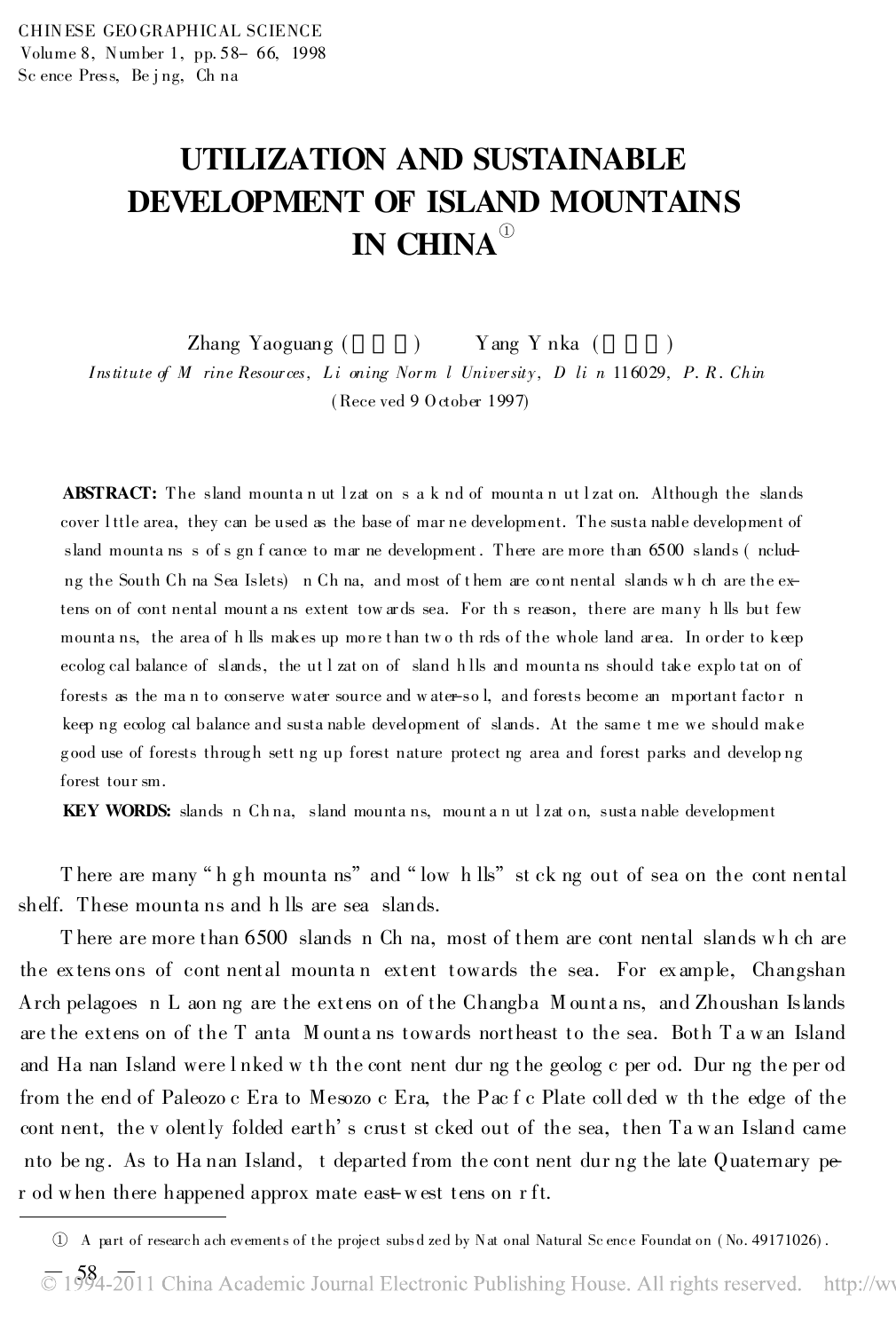# UTILIZATION AND SUSTAINABLE DEVELOPMENT OF ISLAND MOUNTAINS IN CHINA[①]

Zhang Yaoguang ( )　　Yang Yinka ( )

*Institute of Marine Resources, Liaoning Normal University, Dalian 116029, P. R. China*

(Received 9 October 1997)

**ABSTRACT:** The island mountain utilization is a kind of mountain utilization. Although the islands cover little area, they can be used as the base of marine development. The sustainable development of island mountains is of significance to marine development. There are more than 6500 islands (including the South China Sea Islets) in China, and most of them are continental islands which are the extension of continental mountains extent towards sea. For this reason, there are many hills but few mountains, the area of hills makes up more than two thirds of the whole land area. In order to keep ecological balance of islands, the utilization of island hills and mountains should take exploitation of forests as the main to conserve water source and water-soil, and forests become an important factor in keeping ecological balance and sustainable development of islands. At the same time we should make good use of forests through setting up forest nature protecting area and forest parks and developing forest tourism.

**KEY WORDS:** islands in China, island mountains, mountain utilization, sustainable development

There are many "high mountains" and "low hills" sticking out of sea on the continental shelf. These mountains and hills are sea islands.

There are more than 6500 islands in China, most of them are continental islands which are the extensions of continental mountain extent towards the sea. For example, Changshan Archipelagoes in Liaoning are the extension of the Changbai Mountains, and Zhoushan Islands are the extension of the Tiantai Mountains towards northeast to the sea. Both Taiwan Island and Hainan Island were linked with the continent during the geologic period. During the period from the end of Paleozoic Era to Mesozoic Era, the Pacific Plate collided with the edge of the continent, the violently folded earth's crust sticked out of the sea, then Taiwan Island came into being. As to Hainan Island, it departed from the continent during the late Quaternary period when there happened approximate east-west tension rift.

① A part of research achievements of the project subsidized by National Natural Science Foundation (No. 49171026).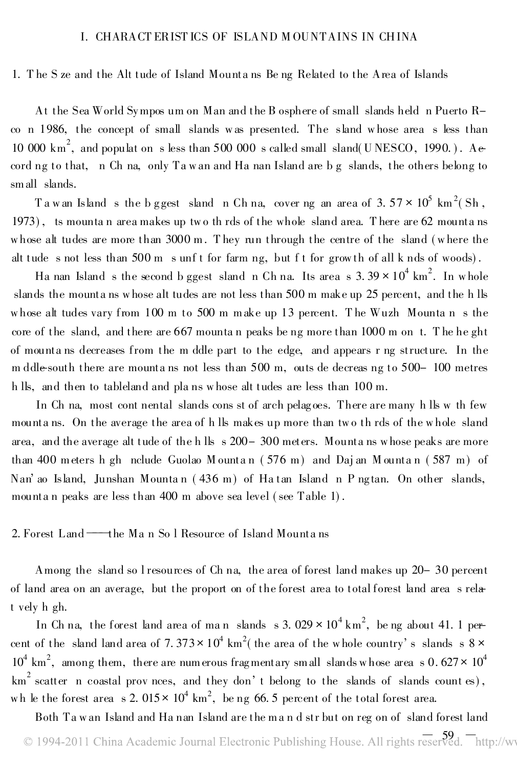# I. CHARACTERISTICS OF ISLAND MOUNTAINS IN CHINA

## 1. The Size and the Altitude of Island Mountains Being Related to the Area of Islands

At the Sea World Symposium on Man and the Biosphere of small islands held in Puerto Rico in 1986, the concept of small islands was presented. The island whose area is less than 10 000 $km^2$, and population is less than 500 000 is called small island (UNESCO, 1990.). According to that, in China, only Taiwan and Hainan Island are big islands, the others belong to small islands.

Taiwan Island is the biggest island in China, covering an area of $3.57 \times 10^5$ $km^2$ (Shi, 1973), its mountain area makes up two thirds of the whole island area. There are 62 mountains whose altitudes are more than 3000 m. They run through the centre of the island (where the altitude is not less than 500 m is unfit for farming, but fit for growth of all kinds of woods).

Hainan Island is the second biggest island in China. Its area is $3.39 \times 10^4$ $km^2$. In whole islands the mountains whose altitudes are not less than 500 m make up 25 percent, and the hills whose altitudes vary from 100 m to 500 m make up 13 percent. The Wuzhi Mountain is the core of the island, and there are 667 mountain peaks being more than 1000 m on it. The height of mountains decreases from the middle part to the edge, and appears ring structure. In the middle-south there are mountains not less than 500 m, outside decreasing to 500– 100 metres hills, and then to tableland and plains whose altitudes are less than 100 m.

In China, most continental islands consist of archipelagoes. There are many hills with few mountains. On the average the area of hills makes up more than two thirds of the whole island area, and the average altitude of the hills is 200– 300 meters. Mountains whose peaks are more than 400 meters high include Guolao Mountain (576 m) and Dajian Mountain (587 m) of Nan'ao Island, Junshan Mountain (436 m) of Haitan Island in Pingtan. On other islands, mountain peaks are less than 400 m above sea level (see Table 1).

## 2. Forest Land——the Main Soil Resource of Island Mountains

Among the island soil resources of China, the area of forest land makes up 20– 30 percent of land area on an average, but the proportion of the forest area to total forest land area is relatively high.

In China, the forest land area of main islands is $3.029 \times 10^4$ $km^2$, being about 41.1 percent of the island land area of $7.373 \times 10^4$ $km^2$ (the area of the whole country's islands is $8 \times 10^4$ $km^2$, among them, there are numerous fragmentary small islands whose area is $0.627 \times 10^4$ $km^2$ scattered in coastal provinces, and they don't belong to the islands of islands counties), while the forest area is $2.015 \times 10^4$ $km^2$, being 66.5 percent of the total forest area.

Both Taiwan Island and Hainan Island are the main distribution region of island forest land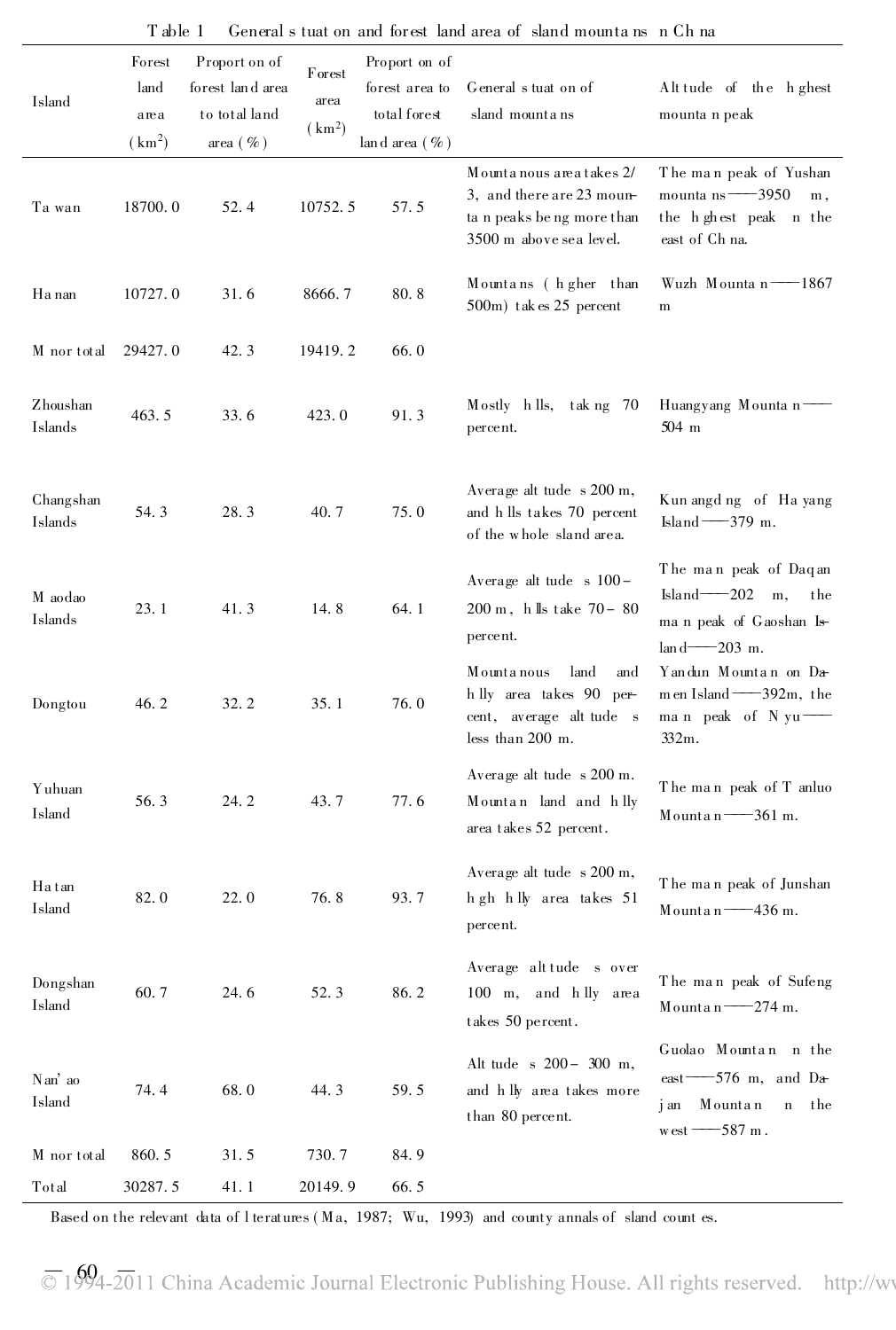Table 1 General situation and forest land area of island mountains in China

| Island | Forest land area ($km^2$) | Proportion of forest land area to total land area (%) | Forest area ($km^2$) | Proportion of forest area to total forest land area (%) | General situation of island mountains | Altitude of the highest mountain peak |
|---|---|---|---|---|---|---|
| Taiwan | 18700.0 | 52.4 | 10752.5 | 57.5 | Mountainous area takes 2/3, and there are 23 mountain peaks being more than 3500 m above sea level. | The main peak of Yushan mountains——3950 m, the highest peak in the east of China. |
| Hainan | 10727.0 | 31.6 | 8666.7 | 80.8 | Mountains (higher than 500m) takes 25 percent | Wuzhi Mountain——1867 m |
| Minor total | 29427.0 | 42.3 | 19419.2 | 66.0 | | |
| Zhoushan Islands | 463.5 | 33.6 | 423.0 | 91.3 | Mostly hills, taking 70 percent. | Huangyang Mountain——504 m |
| Changshan Islands | 54.3 | 28.3 | 40.7 | 75.0 | Average altitude is 200 m, and hills takes 70 percent of the whole island area. | Kuniangding of Haiyang Island——379 m. |
| Miaodao Islands | 23.1 | 41.3 | 14.8 | 64.1 | Average altitude is 100–200 m, hills take 70–80 percent. | The main peak of Daqian Island——202 m, the main peak of Gaoshan Island——203 m. |
| Dongtou | 46.2 | 32.2 | 35.1 | 76.0 | Mountainous land and hilly area takes 90 percent, average altitude is less than 200 m. | Yandun Mountain on Damen Island——392m, the main peak of Niyu——332m. |
| Yuhuan Island | 56.3 | 24.2 | 43.7 | 77.6 | Average altitude is 200 m. Mountain land and hilly area takes 52 percent. | The main peak of Tianluo Mountain——361 m. |
| Haitan Island | 82.0 | 22.0 | 76.8 | 93.7 | Average altitude is 200 m, high hilly area takes 51 percent. | The main peak of Junshan Mountain——436 m. |
| Dongshan Island | 60.7 | 24.6 | 52.3 | 86.2 | Average altitude is over 100 m, and hilly area takes 50 percent. | The main peak of Sufeng Mountain——274 m. |
| Nan'ao Island | 74.4 | 68.0 | 44.3 | 59.5 | Altitude is 200–300 m, and hilly area takes more than 80 percent. | Guolao Mountain in the east——576 m, and Dajian Mountain in the west——587 m. |
| Minor total | 860.5 | 31.5 | 730.7 | 84.9 | | |
| Total | 30287.5 | 41.1 | 20149.9 | 66.5 | | |

Based on the relevant data of literatures (Ma, 1987; Wu, 1993) and county annals of island counties.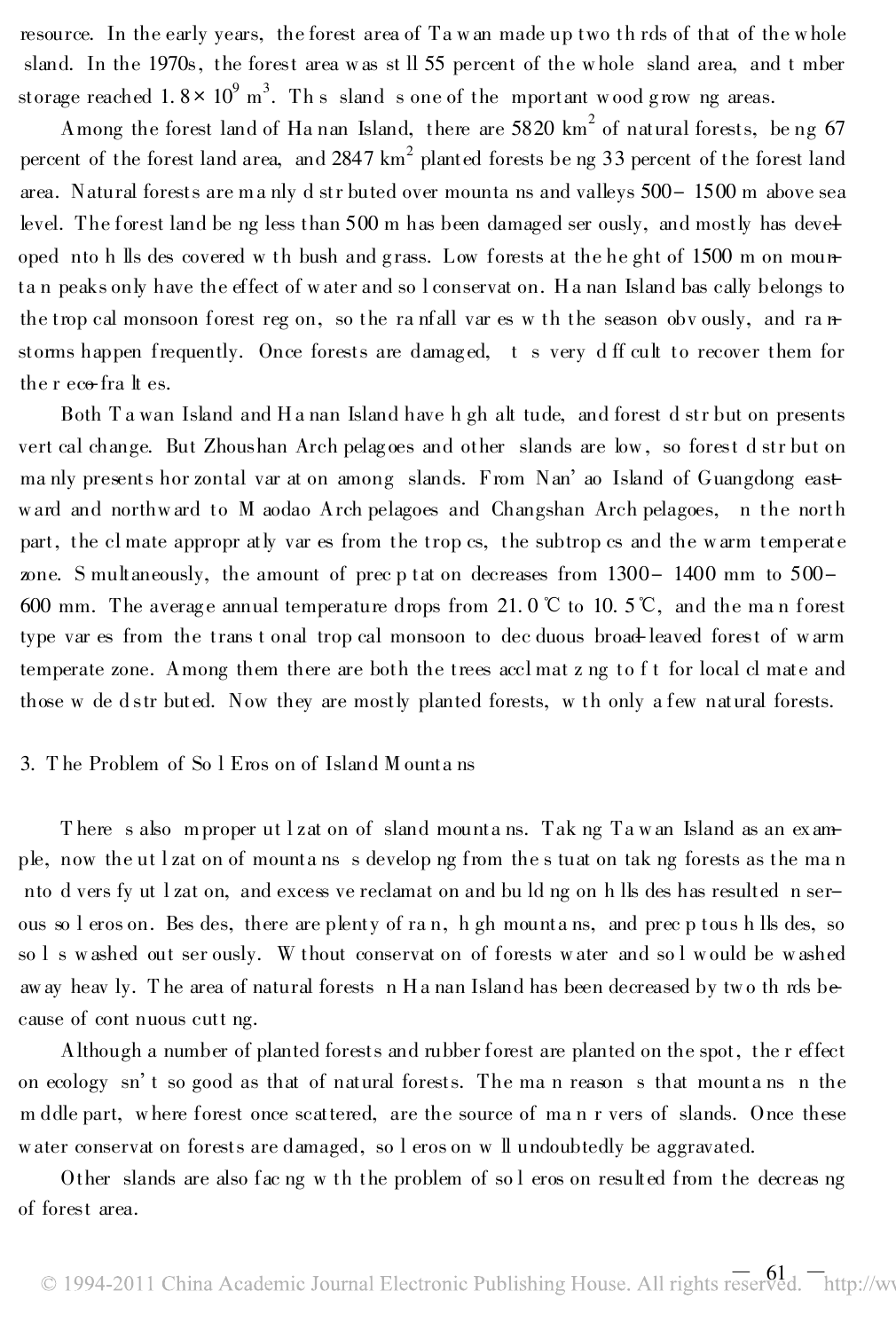resource. In the early years, the forest area of Taiwan made up two thirds of that of the whole island. In the 1970s, the forest area was still 55 percent of the whole island area, and timber storage reached $1.8 \times 10^9$ $m^3$. This island is one of the important wood growing areas.

Among the forest land of Hainan Island, there are 5820 $km^2$ of natural forests, being 67 percent of the forest land area, and 2847 $km^2$ planted forests being 33 percent of the forest land area. Natural forests are mainly distributed over mountains and valleys 500–1500 m above sea level. The forest land being less than 500 m has been damaged seriously, and mostly has developed into hillsides covered with bush and grass. Low forests at the height of 1500 m on mountain peaks only have the effect of water and soil conservation. Hainan Island basically belongs to the tropical monsoon forest region, so the rainfall varies with the season obviously, and rainstorms happen frequently. Once forests are damaged, it is very difficult to recover them for their eco-fraities.

Both Taiwan Island and Hainan Island have high altitude, and forest distribution presents vertical change. But Zhoushan Archipelagoes and other islands are low, so forest distribution mainly presents horizontal variation among islands. From Nan'ao Island of Guangdong eastward and northward to Miaodao Archipelagoes and Changshan Archipelagoes, in the north part, the climate appropriatly varies from the tropics, the subtropics and the warm temperate zone. Simultaneously, the amount of precipitation decreases from 1300–1400 mm to 500–600 mm. The average annual temperature drops from 21.0 ℃ to 10.5 ℃, and the main forest type varies from the transitional tropical monsoon to deciduous broad-leaved forest of warm temperate zone. Among them there are both the trees acclimatizing to fit for local climate and those wide distributed. Now they are mostly planted forests, with only a few natural forests.

### 3. The Problem of Soil Erosion of Island Mountains

There is also improper utilization of island mountains. Taking Taiwan Island as an example, now the utilization of mountains is developing from the situation taking forests as the main into diversify utilization, and excessive reclamation and building on hillsides has resulted in serious soil erosion. Besides, there are plenty of rain, high mountains, and precipitous hillsides, so soil is washed out seriously. Without conservation of forests water and soil would be washed away heavily. The area of natural forests in Hainan Island has been decreased by two thirds because of continuous cutting.

Although a number of planted forests and rubber forest are planted on the spot, their effect on ecology isn't so good as that of natural forests. The main reason is that mountains in the middle part, where forest once scattered, are the source of main rivers of islands. Once these water conservation forests are damaged, soil erosion will undoubtedly be aggravated.

Other islands are also facing with the problem of soil erosion resulted from the decreasing of forest area.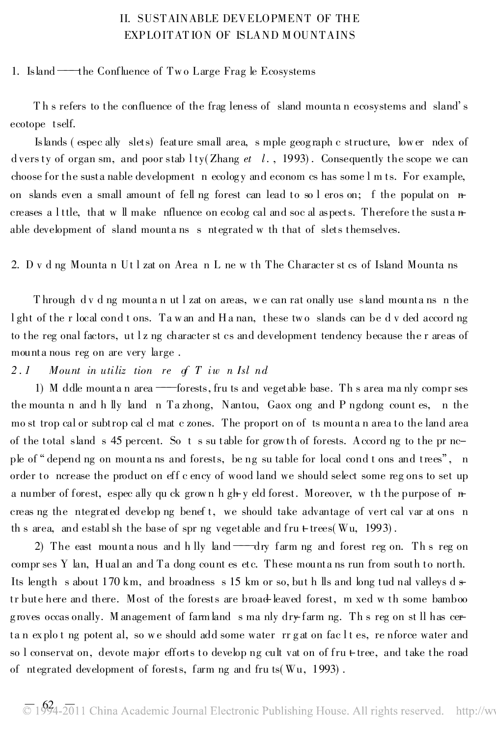## II. SUSTAINABLE DEVELOPMENT OF THE EXPLOITATION OF ISLAND MOUNTAINS

### 1. Island——the Confluence of Two Large Fragile Ecosystems

This refers to the confluence of the fragileness of island mountain ecosystems and island's ecotope itself.

Islands (especially islets) feature small area, simple geographic structure, lower index of diversity of organism, and poor stability (Zhang *et al.*, 1993). Consequently the scope we can choose for the sustainable development in ecology and economics has some limits. For example, on islands even a small amount of felling forest can lead to soil erosion; if the population increases a little, that will make influence on ecological and social aspects. Therefore the sustainable development of island mountains is integrated with that of islets themselves.

### 2. Dividing Mountain Utilization Area in Line with The Characteristics of Island Mountains

Through dividing mountain utilization areas, we can rationally use island mountains in the light of their local conditions. Taiwan and Hainan, these two islands can be divided according to the regional factors, utilizing characteristics and development tendency because their areas of mountainous region are very large.

*2.1 Mountain utilization area of Taiwan Island*

1) Middle mountain area——forests, fruits and vegetable base. This area mainly comprises the mountain and hilly land in Taizhong, Nantou, Gaoxiong and Pingdong counties, in the most tropical or subtropical climatic zones. The proportion of its mountain area to the land area of the total island is 45 percent. So it is suitable for growth of forests. According to the principle of "depending on mountains and forests, being suitable for local conditions and trees", in order to increase the production efficiency of wood land we should select some regions to set up a number of forest, especially quick grown high-yield forest. Moreover, with the purpose of increasing the integrated developing benefit, we should take advantage of vertical variations in this area, and establish the base of spring vegetable and fruit-trees (Wu, 1993).

2) The east mountainous and hilly land——dry farming and forest region. This region comprises Yilan, Hualian and Taidong counties etc. These mountains run from south to north. Its length is about 170 km, and broadness is 15 km or so, but hills and longitudinal valleys distribute here and there. Most of the forests are broad-leaved forest, mixed with some bamboo groves occasionally. Management of farmland is mainly dry-farming. This region still has certain exploiting potential, so we should add some water irrigation facilities, reinforce water and soil conservation, devote major efforts to developing cultivation of fruit-tree, and take the road of integrated development of forests, farming and fruits (Wu, 1993).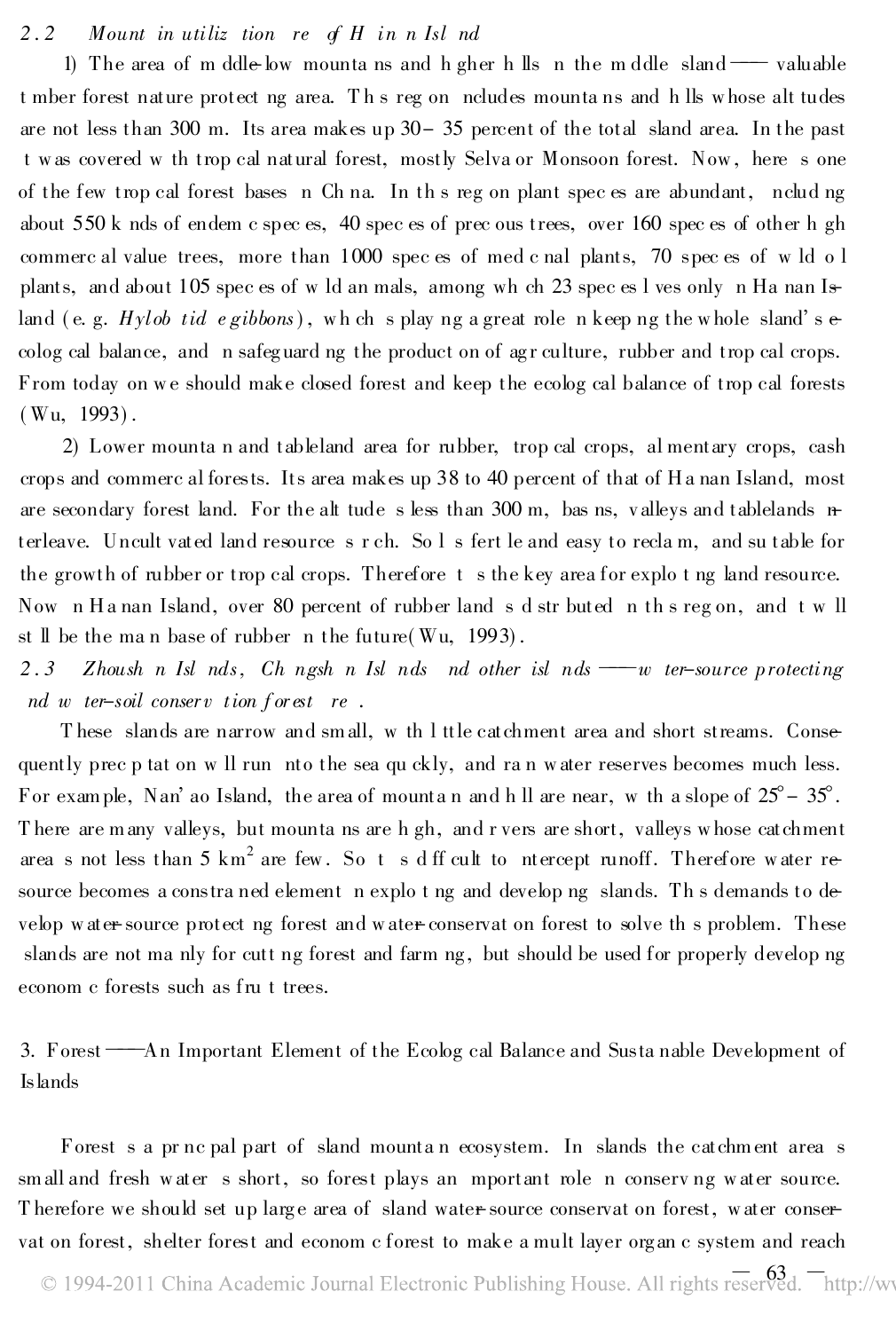*2.2 Mountain utilization area of Hainan Island*

1) The area of middle-low mountains and higher hills in the middle island—valuable timber forest nature protecting area. This region includes mountains and hills whose altitudes are not less than 300 m. Its area makes up 30–35 percent of the total island area. In the past it was covered with tropical natural forest, mostly Selva or Monsoon forest. Now, here is one of the few tropical forest bases in China. In this region plant species are abundant, including about 550 kinds of endemic species, 40 species of precious trees, over 160 species of other high commercial value trees, more than 1000 species of medicinal plants, 70 species of wild oil plants, and about 105 species of wild animals, among which 23 species lives only in Hainan Island (e.g. *Hylobatidae gibbons*), which is playing a great role in keeping the whole island's ecological balance, and in safeguarding the production of agriculture, rubber and tropical crops. From today on we should make closed forest and keep the ecological balance of tropical forests (Wu, 1993).

2) Lower mountain and tableland area for rubber, tropical crops, alimentary crops, cash crops and commercial forests. Its area makes up 38 to 40 percent of that of Hainan Island, most are secondary forest land. For the altitude is less than 300 m, basins, valleys and tablelands interleave. Uncultivated land resource is rich. Soil is fertile and easy to reclaim, and suitable for the growth of rubber or tropical crops. Therefore it is the key area for exploiting land resource. Now in Hainan Island, over 80 percent of rubber land is distributed in this region, and it will still be the main base of rubber in the future (Wu, 1993).

*2.3 Zhoushan Islands, Changshan Islands and other islands—water-source protecting and water-soil conservation forest area.*

These islands are narrow and small, with little catchment area and short streams. Consequently precipitation will run into the sea quickly, and rain water reserves becomes much less. For example, Nan'ao Island, the area of mountain and hill are near, with a slope of 25°–35°. There are many valleys, but mountains are high, and rivers are short, valleys whose catchment area is not less than 5 km$^2$ are few. So it is difficult to intercept runoff. Therefore water resource becomes a constrained element in exploiting and developing islands. This demands to develop water-source protecting forest and water-conservation forest to solve this problem. These islands are not mainly for cutting forest and farming, but should be used for properly developing economic forests such as fruit trees.

## 3. Forest—An Important Element of the Ecological Balance and Sustainable Development of Islands

Forest is a principal part of island mountain ecosystem. In islands the catchment area is small and fresh water is short, so forest plays an important role in conserving water source. Therefore we should set up large area of island water-source conservation forest, water conservation forest, shelter forest and economic forest to make a multilayer organic system and reach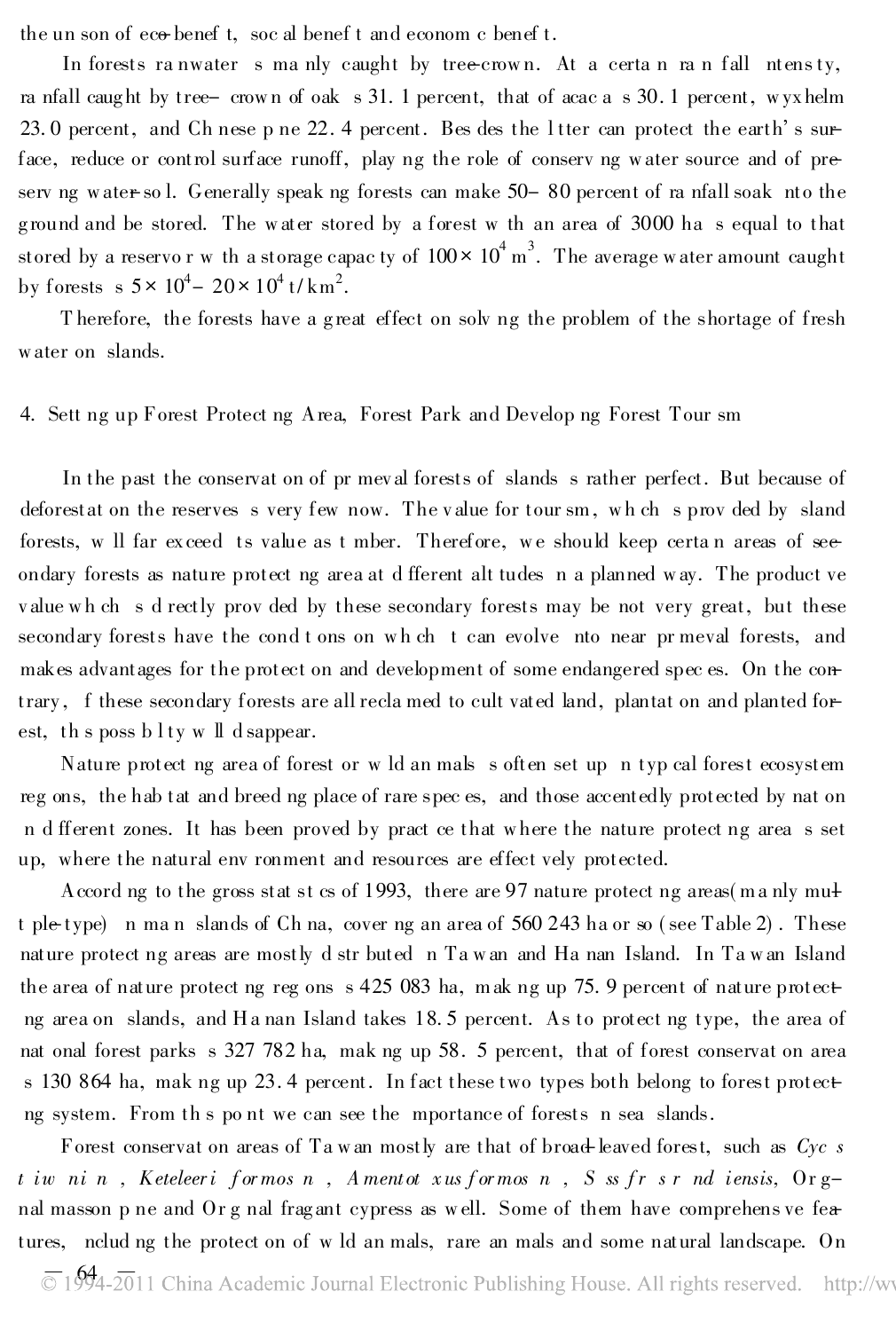the union of eco-benefit, social benefit and economic benefit.

In forests rainwater is mainly caught by tree-crown. At a certain rain fall intensity, rainfall caught by tree-crown of oak is 31.1 percent, that of acacia is 30.1 percent, wyxhelm 23.0 percent, and Chinese pine 22.4 percent. Besides the litter can protect the earth's surface, reduce or control surface runoff, playing the role of conserving water source and of preserving water-soil. Generally speaking forests can make 50–80 percent of rainfall soak into the ground and be stored. The water stored by a forest with an area of 3000 ha is equal to that stored by a reservoir with a storage capacity of $100\times 10^4$ $m^3$. The average water amount caught by forests is $5\times 10^4$–$20\times 10^4$ $t/km^2$.

Therefore, the forests have a great effect on solving the problem of the shortage of fresh water on islands.

## 4. Setting up Forest Protecting Area, Forest Park and Developing Forest Tourism

In the past the conservation of primeval forests of islands is rather perfect. But because of deforestation the reserves is very few now. The value for tourism, which is provided by island forests, will far exceed its value as timber. Therefore, we should keep certain areas of secondary forests as nature protecting area at different altitudes in a planned way. The productive value which is directly provided by these secondary forests may be not very great, but these secondary forests have the conditions on which it can evolve into near primeval forests, and makes advantages for the protection and development of some endangered species. On the contrary, if these secondary forests are all reclaimed to cultivated land, plantation and planted forest, this possibility will disappear.

Nature protecting area of forest or wild animals is often set up in typical forest ecosystem regions, the habitat and breeding place of rare species, and those accentedly protected by nation in different zones. It has been proved by practice that where the nature protecting area is set up, where the natural environment and resources are effectively protected.

According to the gross statistics of 1993, there are 97 nature protecting areas (mainly multiple-type) in main islands of China, covering an area of 560 243 ha or so (see Table 2). These nature protecting areas are mostly distributed in Taiwan and Hainan Island. In Taiwan Island the area of nature protecting regions is 425 083 ha, making up 75.9 percent of nature protecting area on islands, and Hainan Island takes 18.5 percent. As to protecting type, the area of national forest parks is 327 782 ha, making up 58.5 percent, that of forest conservation area is 130 864 ha, making up 23.4 percent. In fact these two types both belong to forest protecting system. From this point we can see the importance of forests in sea islands.

Forest conservation areas of Taiwan mostly are that of broad-leaved forest, such as *Cycas taiwaniana*, *Keteleeria formosana*, *Amentotaxus formosana*, *Sassafras randaiensis*, Original masson pine and Original fragant cypress as well. Some of them have comprehensive features, including the protection of wild animals, rare animals and some natural landscape. On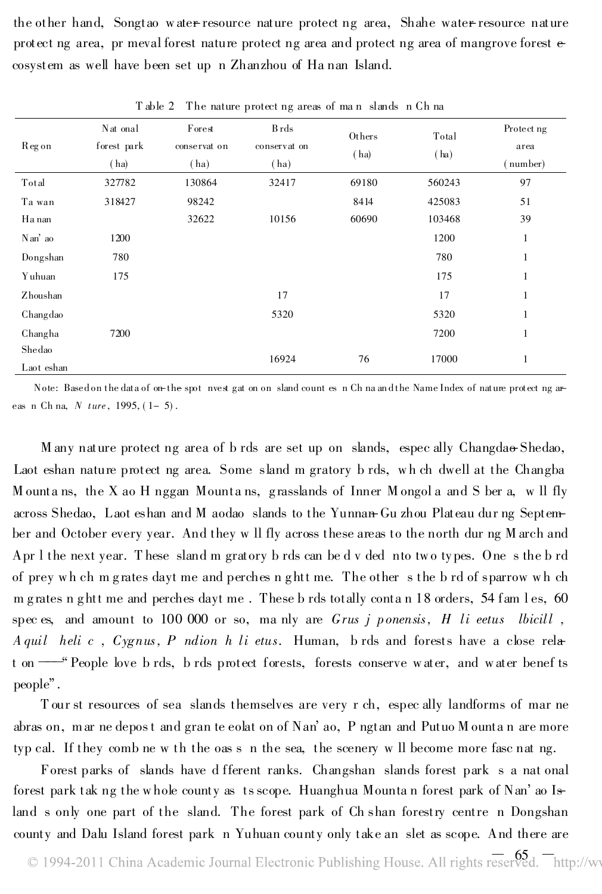the other hand, Songtao water-resource nature protecting area, Shahe water-resource nature protecting area, primeval forest nature protecting area and protecting area of mangrove forest ecosystem as well have been set up in Zhanzhou of Hainan Island.

Table 2 The nature protecting areas of main islands in China

| Region | National forest park (ha) | Forest conservation (ha) | Birds conservation (ha) | Others (ha) | Total (ha) | Protecting area (number) |
|---|---|---|---|---|---|---|
| Total | 327782 | 130864 | 32417 | 69180 | 560243 | 97 |
| Taiwan | 318427 | 98242 | | 8414 | 425083 | 51 |
| Hainan | | 32622 | 10156 | 60690 | 103468 | 39 |
| Nan'ao | 1200 | | | | 1200 | 1 |
| Dongshan | 780 | | | | 780 | 1 |
| Yuhuan | 175 | | | | 175 | 1 |
| Zhoushan | | | 17 | | 17 | 1 |
| Changdao | | | 5320 | | 5320 | 1 |
| Changhai | 7200 | | | | 7200 | 1 |
| Shedao Laotieshan | | | 16924 | 76 | 17000 | 1 |

Note: Based on the data of on-the-spot investigation on island counties in China and the Name Index of nature protecting areas in China, *Nature*, 1995, (1-5).

Many nature protecting area of birds are set up on islands, especially Changdao-Shedao, Laotieshan nature protecting area. Some island migratory birds, which dwell at the Changbai Mountains, the Xiao Hinggan Mountains, grasslands of Inner Mongolia and Siberia, will fly across Shedao, Laotieshan and Miaodao islands to the Yunnan-Guizhou Plateau during September and October every year. And they will fly across these areas to the north during March and April the next year. These island migratory birds can be divided into two types. One is the bird of prey which migrates daytime and perches nighttime. The other is the bird of sparrow which migrates nighttime and perches daytime. These birds totally contain 18 orders, 54 families, 60 species, and amount to 100 000 or so, mainly are *Grus japonensis*, *Haliaeetus albicilla*, *Aquila heliaca*, *Cygnus*, *Pandion haliaetus*. Human, birds and forests have a close relation —"People love birds, birds protect forests, forests conserve water, and water benefits people".

Tourist resources of sea islands themselves are very rich, especially landforms of marine abrasion, marine deposit and granite eolation of Nan'ao, Pingtan and Putuo Mountain are more typical. If they combine with the oasis in the sea, the scenery will become more fascinating.

Forest parks of islands have different ranks. Changshan islands forest park is a national forest park taking the whole county as its scope. Huanghua Mountain forest park of Nan'ao Island is only one part of the island. The forest park of Chishan forestry centre in Dongshan county and Dalu Island forest park in Yuhuan county only take an islet as scope. And there are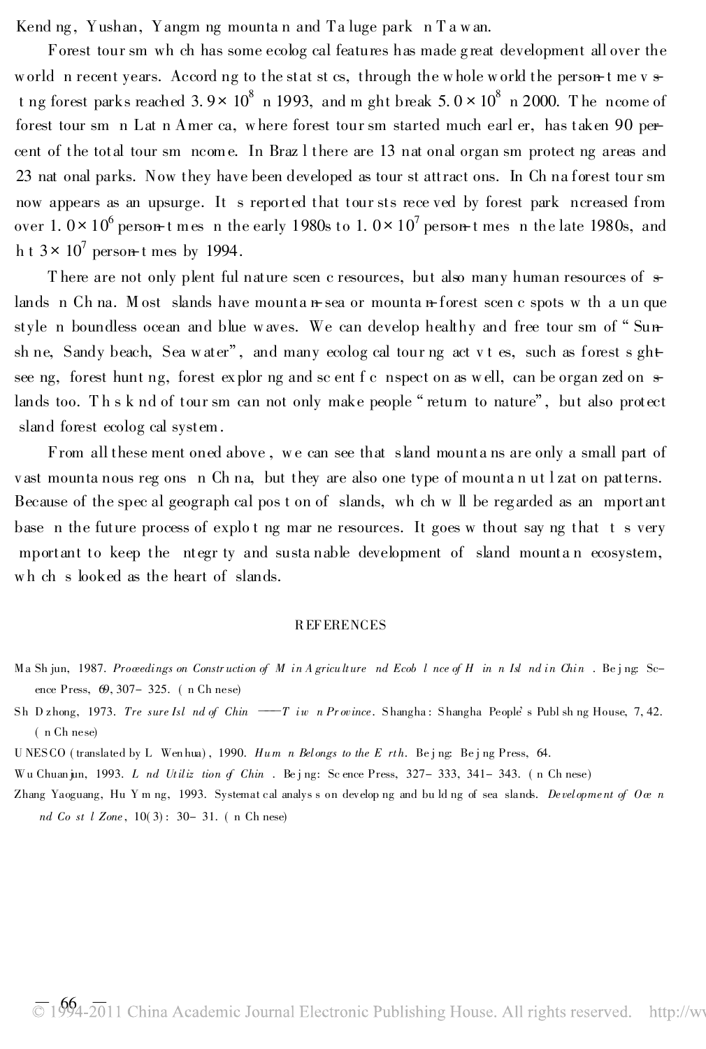Kending, Yushan, Yangming mountain and Tailuge park in Taiwan.

Forest tourism which has some ecological features has made great development all over the world in recent years. According to the statistics, through the whole world the person-time visiting forest parks reached $3.9\times10^8$ in 1993, and might break $5.0\times10^8$ in 2000. The income of forest tourism in Latin America, where forest tourism started much earlier, has taken 90 percent of the total tourism income. In Brazil there are 13 national organism protecting areas and 23 national parks. Now they have been developed as tourist attractions. In China forest tourism now appears as an upsurge. It is reported that tourists received by forest park increased from over $1.0\times10^6$ person-times in the early 1980s to $1.0\times10^7$ person-times in the late 1980s, and hit $3\times10^7$ person-times by 1994.

There are not only plentiful nature scenic resources, but also many human resources of islands in China. Most islands have mountain-sea or mountain-forest scenic spots with a unique style in boundless ocean and blue waves. We can develop healthy and free tourism of "Sunshine, Sandy beach, Sea water", and many ecological touring activities, such as forest sightseeing, forest hunting, forest exploring and scientific inspection as well, can be organized on islands too. This kind of tourism can not only make people "return to nature", but also protect island forest ecological system.

From all these mentioned above, we can see that island mountains are only a small part of vast mountainous regions in China, but they are also one type of mountain utilization patterns. Because of the special geographical position of islands, which will be regarded as an important base in the future process of exploiting marine resources. It goes without saying that it is very important to keep the integrity and sustainable development of island mountain ecosystem, which is looked as the heart of islands.

## REFERENCES

Ma Shijun, 1987. *Proceedings on Construction of Main Agriculture and Ecobalance of Hainan Island in China*. Beijing: Science Press, 69, 307–325. (in Chinese)

Shi Dizhong, 1973. *Treasure Island of China——Taiwan Province*. Shanghai: Shanghai People's Publishing House, 7, 42. (in Chinese)

UNESCO (translated by Li Wenhua), 1990. *Human Belongs to the Earth*. Beijing: Beijing Press, 64.

Wu Chuanjun, 1993. *Land Utilization of China*. Beijing: Science Press, 327–333, 341–343. (in Chinese)

Zhang Yaoguang, Hu Yiming, 1993. Systematical analysis on developing and building of sea islands. *Development of Ocean and Coastal Zone*, 10(3): 30–31. (in Chinese)